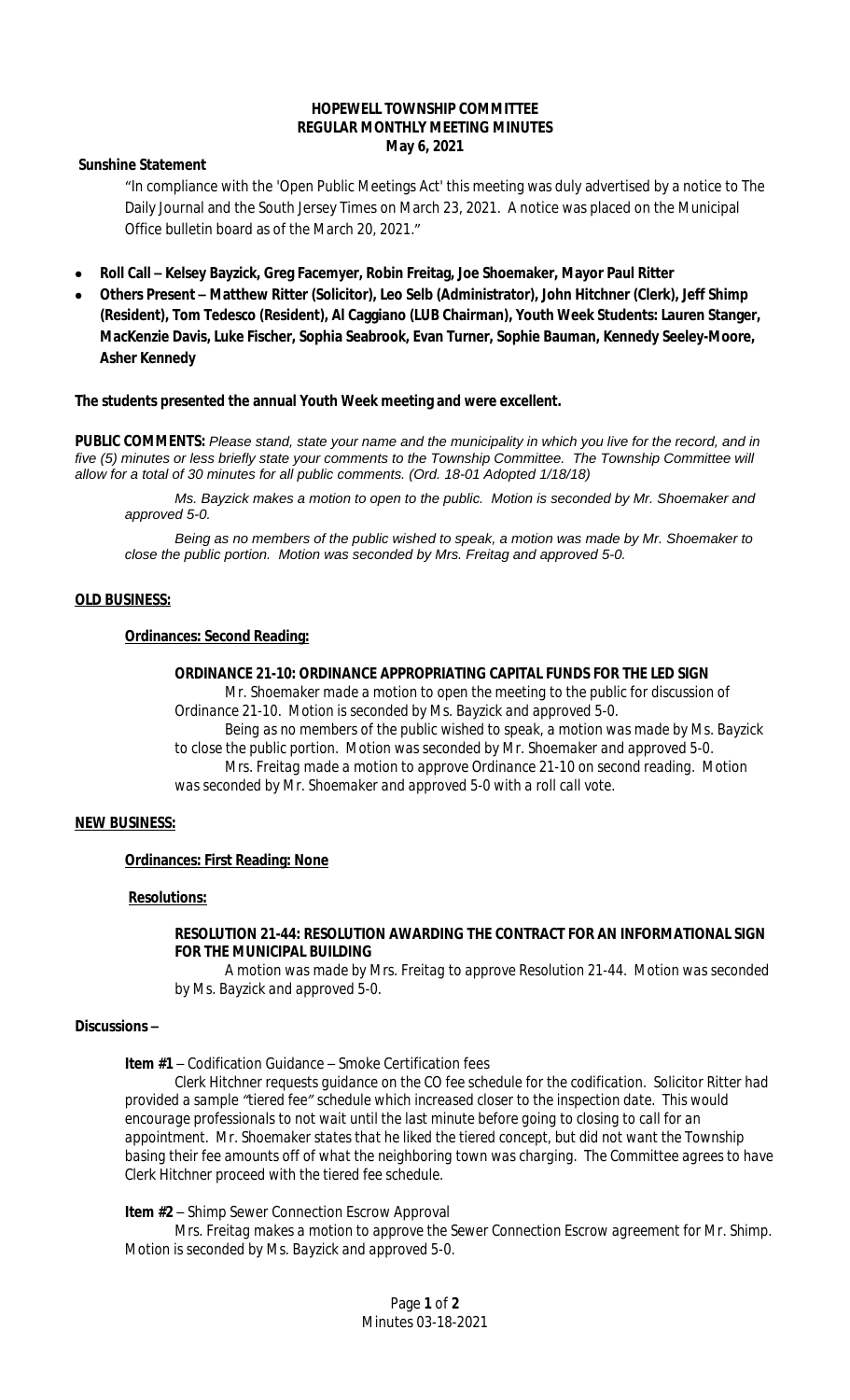**HOPEWELL TOWNSHIP COMMITTEE**
**REGULAR MONTHLY MEETING MINUTES**
**May 6, 2021**

**Sunshine Statement**

"In compliance with the 'Open Public Meetings Act' this meeting was duly advertised by a notice to The Daily Journal and the South Jersey Times on March 23, 2021. A notice was placed on the Municipal Office bulletin board as of the March 20, 2021."

- **Roll Call – Kelsey Bayzick, Greg Facemyer, Robin Freitag, Joe Shoemaker, Mayor Paul Ritter**
- **Others Present – Matthew Ritter (Solicitor), Leo Selb (Administrator), John Hitchner (Clerk), Jeff Shimp (Resident), Tom Tedesco (Resident), Al Caggiano (LUB Chairman), Youth Week Students: Lauren Stanger, MacKenzie Davis, Luke Fischer, Sophia Seabrook, Evan Turner, Sophie Bauman, Kennedy Seeley-Moore, Asher Kennedy**

**The students presented the annual Youth Week meeting and were excellent.**

**PUBLIC COMMENTS:** *Please stand, state your name and the municipality in which you live for the record, and in five (5) minutes or less briefly state your comments to the Township Committee. The Township Committee will allow for a total of 30 minutes for all public comments. (Ord. 18-01 Adopted 1/18/18)*

*Ms. Bayzick makes a motion to open to the public. Motion is seconded by Mr. Shoemaker and approved 5-0.*

*Being as no members of the public wished to speak, a motion was made by Mr. Shoemaker to close the public portion. Motion was seconded by Mrs. Freitag and approved 5-0.*

**OLD BUSINESS:**

**Ordinances: Second Reading:**

**ORDINANCE 21-10: ORDINANCE APPROPRIATING CAPITAL FUNDS FOR THE LED SIGN**

Mr. Shoemaker made a motion to open the meeting to the public for discussion of Ordinance 21-10. Motion is seconded by Ms. Bayzick and approved 5-0.

Being as no members of the public wished to speak, a motion was made by Ms. Bayzick to close the public portion. Motion was seconded by Mr. Shoemaker and approved 5-0.

Mrs. Freitag made a motion to approve Ordinance 21-10 on second reading. Motion was seconded by Mr. Shoemaker and approved 5-0 with a roll call vote.

**NEW BUSINESS:**

**Ordinances: First Reading: None**

**Resolutions:**

**RESOLUTION 21-44: RESOLUTION AWARDING THE CONTRACT FOR AN INFORMATIONAL SIGN FOR THE MUNICIPAL BUILDING**

A motion was made by Mrs. Freitag to approve Resolution 21-44. Motion was seconded by Ms. Bayzick and approved 5-0.

**Discussions –**

**Item #1** – Codification Guidance – Smoke Certification fees

Clerk Hitchner requests guidance on the CO fee schedule for the codification. Solicitor Ritter had provided a sample "tiered fee" schedule which increased closer to the inspection date. This would encourage professionals to not wait until the last minute before going to closing to call for an appointment. Mr. Shoemaker states that he liked the tiered concept, but did not want the Township basing their fee amounts off of what the neighboring town was charging. The Committee agrees to have Clerk Hitchner proceed with the tiered fee schedule.

**Item #2** – Shimp Sewer Connection Escrow Approval

Mrs. Freitag makes a motion to approve the Sewer Connection Escrow agreement for Mr. Shimp. Motion is seconded by Ms. Bayzick and approved 5-0.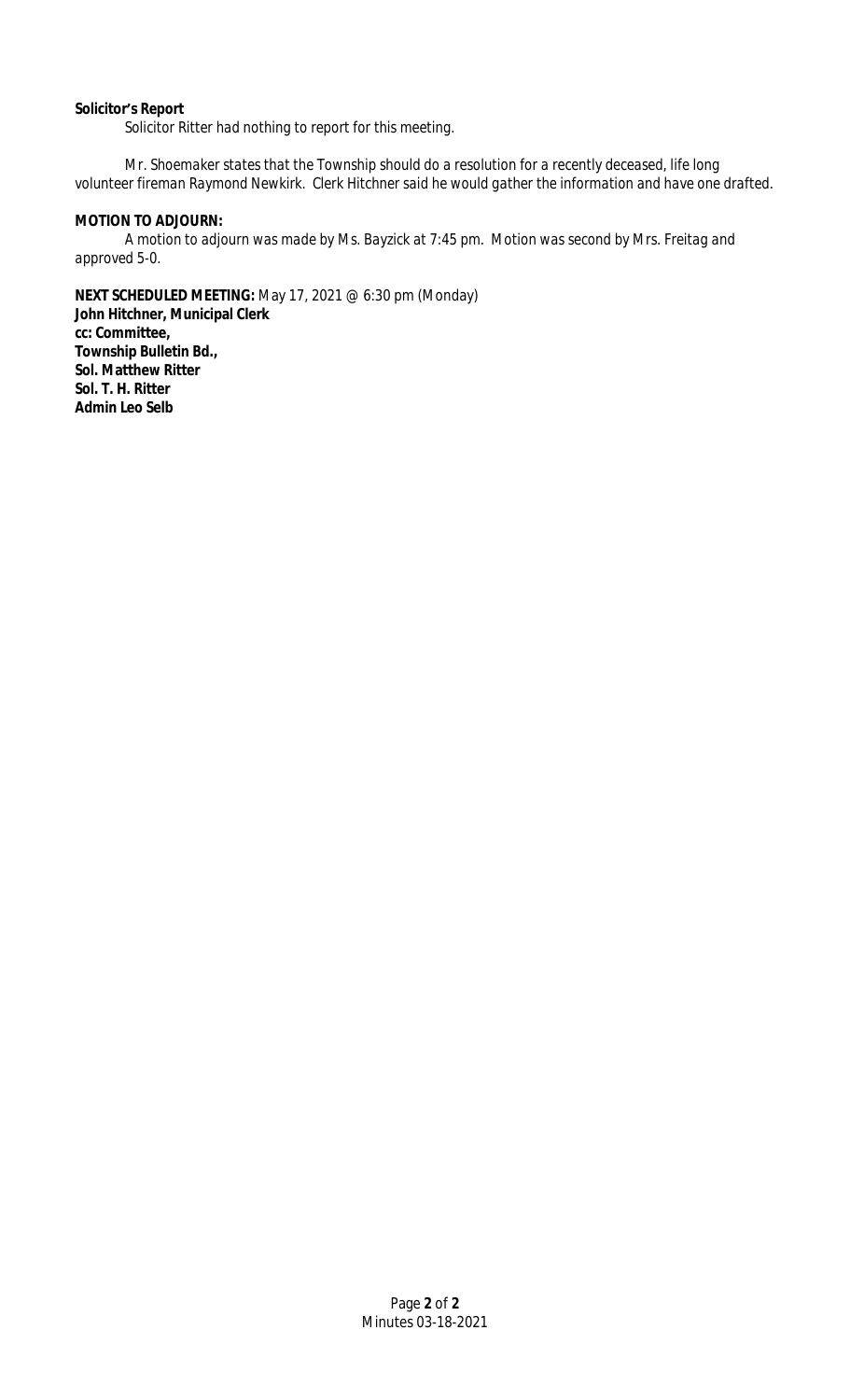**Solicitor's Report**

Solicitor Ritter had nothing to report for this meeting.

Mr. Shoemaker states that the Township should do a resolution for a recently deceased, life long volunteer fireman Raymond Newkirk. Clerk Hitchner said he would gather the information and have one drafted.

**MOTION TO ADJOURN:**

A motion to adjourn was made by Ms. Bayzick at 7:45 pm. Motion was second by Mrs. Freitag and approved 5-0.

**NEXT SCHEDULED MEETING:** May 17, 2021 @ 6:30 pm (Monday)

**John Hitchner, Municipal Clerk**
**cc: Committee,**
**Township Bulletin Bd.,**
**Sol. Matthew Ritter**
**Sol. T. H. Ritter**
**Admin Leo Selb**